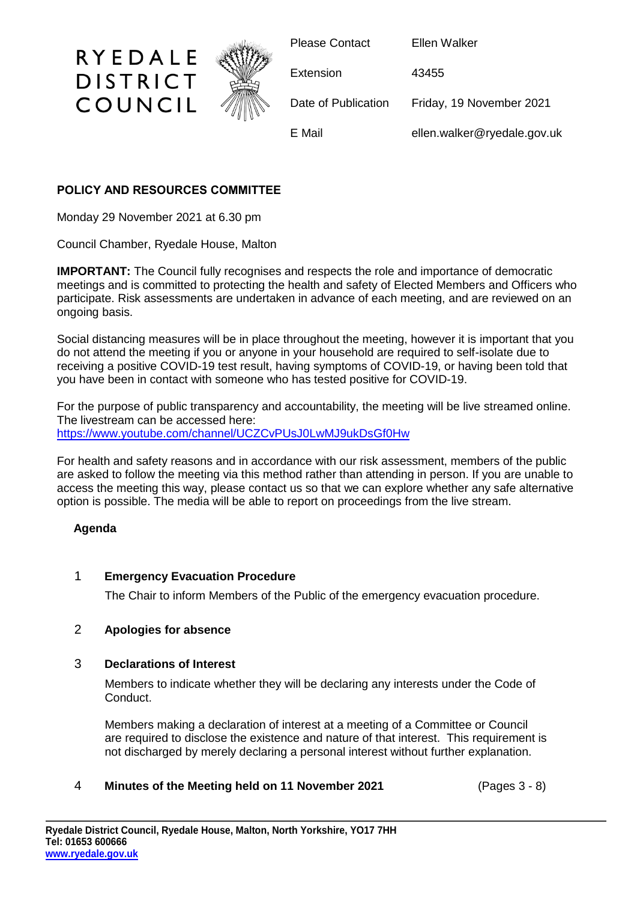RYEDALE DISTRICT COUNCIL

| | |
|---|---|
| Please Contact | Ellen Walker |
| Extension | 43455 |
| Date of Publication | Friday, 19 November 2021 |
| E Mail | ellen.walker@ryedale.gov.uk |

## POLICY AND RESOURCES COMMITTEE

Monday 29 November 2021 at 6.30 pm

Council Chamber, Ryedale House, Malton

**IMPORTANT:** The Council fully recognises and respects the role and importance of democratic meetings and is committed to protecting the health and safety of Elected Members and Officers who participate. Risk assessments are undertaken in advance of each meeting, and are reviewed on an ongoing basis.

Social distancing measures will be in place throughout the meeting, however it is important that you do not attend the meeting if you or anyone in your household are required to self-isolate due to receiving a positive COVID-19 test result, having symptoms of COVID-19, or having been told that you have been in contact with someone who has tested positive for COVID-19.

For the purpose of public transparency and accountability, the meeting will be live streamed online. The livestream can be accessed here:
https://www.youtube.com/channel/UCZCvPUsJ0LwMJ9ukDsGf0Hw

For health and safety reasons and in accordance with our risk assessment, members of the public are asked to follow the meeting via this method rather than attending in person. If you are unable to access the meeting this way, please contact us so that we can explore whether any safe alternative option is possible. The media will be able to report on proceedings from the live stream.

### Agenda

**1 Emergency Evacuation Procedure**

The Chair to inform Members of the Public of the emergency evacuation procedure.

**2 Apologies for absence**

**3 Declarations of Interest**

Members to indicate whether they will be declaring any interests under the Code of Conduct.

Members making a declaration of interest at a meeting of a Committee or Council are required to disclose the existence and nature of that interest. This requirement is not discharged by merely declaring a personal interest without further explanation.

**4 Minutes of the Meeting held on 11 November 2021** (Pages 3 - 8)

**Ryedale District Council, Ryedale House, Malton, North Yorkshire, YO17 7HH**
**Tel: 01653 600666**
**www.ryedale.gov.uk**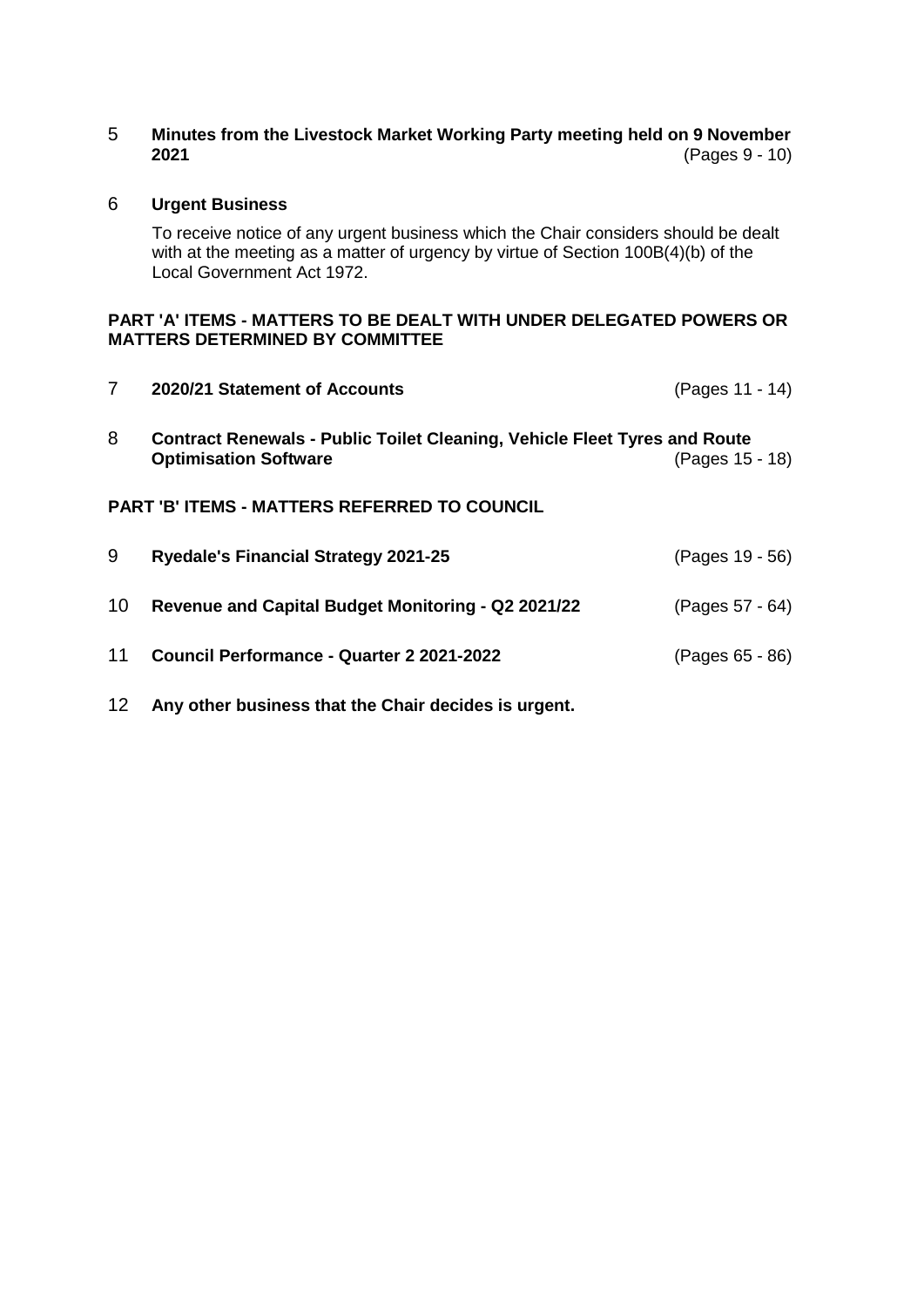5 **Minutes from the Livestock Market Working Party meeting held on 9 November 2021** (Pages 9 - 10)

6 **Urgent Business**

To receive notice of any urgent business which the Chair considers should be dealt with at the meeting as a matter of urgency by virtue of Section 100B(4)(b) of the Local Government Act 1972.

**PART 'A' ITEMS - MATTERS TO BE DEALT WITH UNDER DELEGATED POWERS OR MATTERS DETERMINED BY COMMITTEE**

7 **2020/21 Statement of Accounts** (Pages 11 - 14)

8 **Contract Renewals - Public Toilet Cleaning, Vehicle Fleet Tyres and Route Optimisation Software** (Pages 15 - 18)

**PART 'B' ITEMS - MATTERS REFERRED TO COUNCIL**

9 **Ryedale's Financial Strategy 2021-25** (Pages 19 - 56)

10 **Revenue and Capital Budget Monitoring - Q2 2021/22** (Pages 57 - 64)

11 **Council Performance - Quarter 2 2021-2022** (Pages 65 - 86)

12 **Any other business that the Chair decides is urgent.**